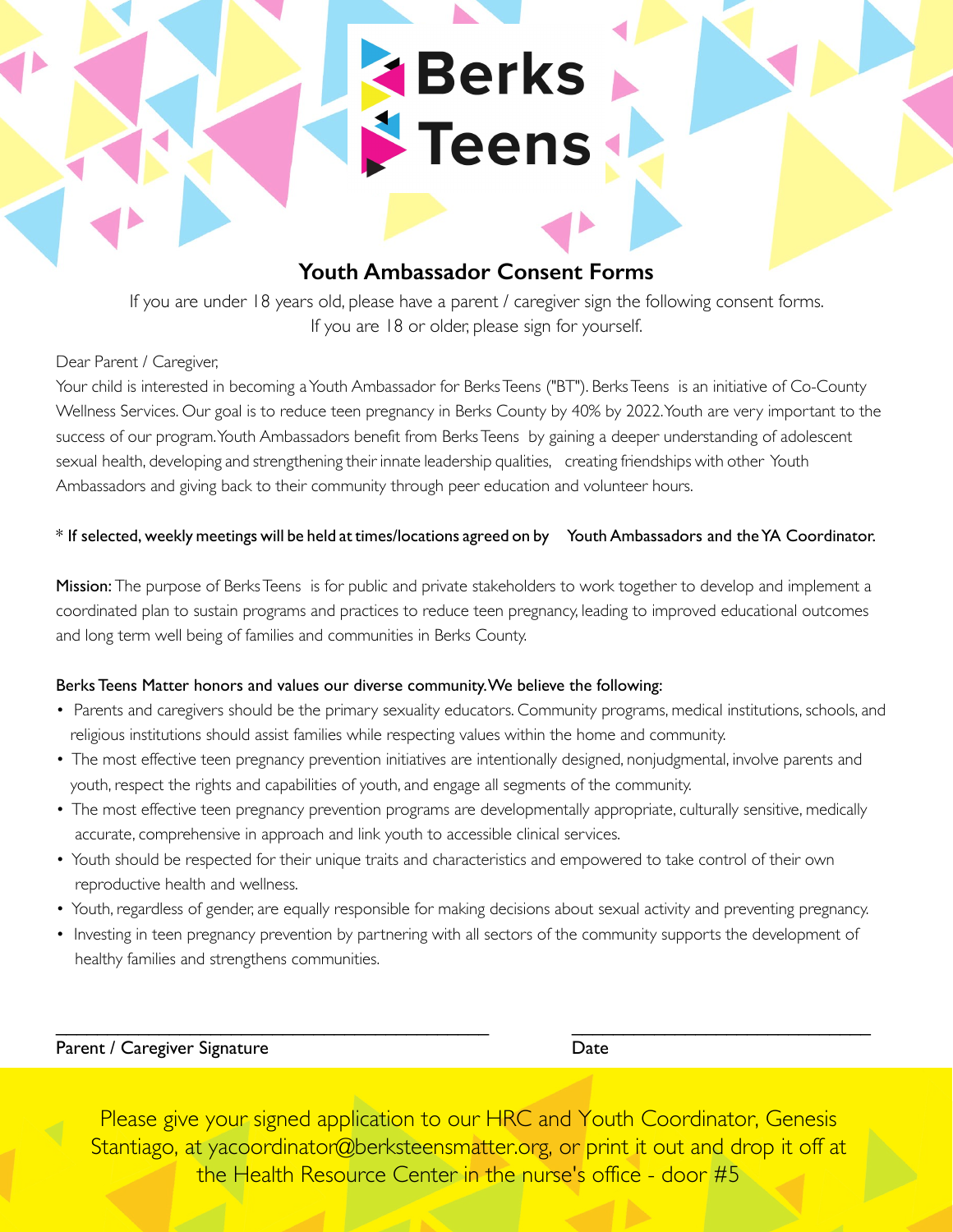# Berks Teens

## Youth Ambassador Consent Forms

If you are under 18 years old, please have a parent / caregiver sign the following consent forms.
If you are 18 or older, please sign for yourself.

Dear Parent / Caregiver,

Your child is interested in becoming a Youth Ambassador for Berks Teens ("BT"). Berks Teens is an initiative of Co-County Wellness Services. Our goal is to reduce teen pregnancy in Berks County by 40% by 2022. Youth are very important to the success of our program. Youth Ambassadors benefit from Berks Teens by gaining a deeper understanding of adolescent sexual health, developing and strengthening their innate leadership qualities, creating friendships with other Youth Ambassadors and giving back to their community through peer education and volunteer hours.

* **If selected, weekly meetings will be held at times/locations agreed on by Youth Ambassadors and the YA Coordinator.**

**Mission:** The purpose of Berks Teens is for public and private stakeholders to work together to develop and implement a coordinated plan to sustain programs and practices to reduce teen pregnancy, leading to improved educational outcomes and long term well being of families and communities in Berks County.

**Berks Teens Matter honors and values our diverse community. We believe the following:**

- Parents and caregivers should be the primary sexuality educators. Community programs, medical institutions, schools, and religious institutions should assist families while respecting values within the home and community.
- The most effective teen pregnancy prevention initiatives are intentionally designed, nonjudgmental, involve parents and youth, respect the rights and capabilities of youth, and engage all segments of the community.
- The most effective teen pregnancy prevention programs are developmentally appropriate, culturally sensitive, medically accurate, comprehensive in approach and link youth to accessible clinical services.
- Youth should be respected for their unique traits and characteristics and empowered to take control of their own reproductive health and wellness.
- Youth, regardless of gender, are equally responsible for making decisions about sexual activity and preventing pregnancy.
- Investing in teen pregnancy prevention by partnering with all sectors of the community supports the development of healthy families and strengthens communities.

\_\_\_\_\_\_\_\_\_\_\_\_\_\_\_\_\_\_\_\_\_\_\_\_\_\_\_\_\_\_\_\_\_\_\_\_ \_\_\_\_\_\_\_\_\_\_\_\_\_\_\_\_\_\_\_\_\_\_\_\_

Parent / Caregiver Signature Date

Please give your signed application to our HRC and Youth Coordinator, Genesis Stantiago, at yacoordinator@berksteensmatter.org, or print it out and drop it off at the Health Resource Center in the nurse's office - door #5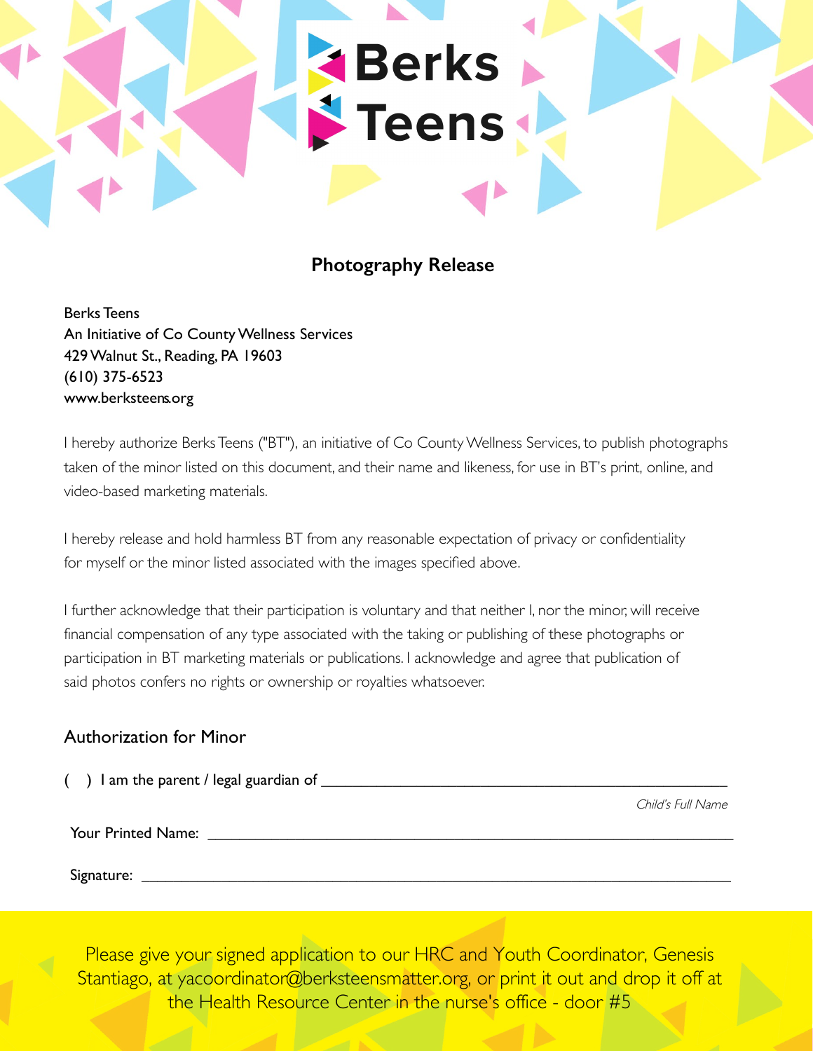# Berks Teens

## Photography Release

Berks Teens
An Initiative of Co County Wellness Services
429 Walnut St., Reading, PA 19603
(610) 375-6523
www.berksteens.org

I hereby authorize Berks Teens ("BT"), an initiative of Co County Wellness Services, to publish photographs taken of the minor listed on this document, and their name and likeness, for use in BT's print, online, and video-based marketing materials.

I hereby release and hold harmless BT from any reasonable expectation of privacy or confidentiality for myself or the minor listed associated with the images specified above.

I further acknowledge that their participation is voluntary and that neither I, nor the minor, will receive financial compensation of any type associated with the taking or publishing of these photographs or participation in BT marketing materials or publications. I acknowledge and agree that publication of said photos confers no rights or ownership or royalties whatsoever.

### Authorization for Minor

(  ) I am the parent / legal guardian of ____________________________________________

*Child's Full Name*

Your Printed Name: ____________________________________________

Signature: ____________________________________________

Please give your signed application to our HRC and Youth Coordinator, Genesis Stantiago, at yacoordinator@berksteensmatter.org, or print it out and drop it off at the Health Resource Center in the nurse's office - door #5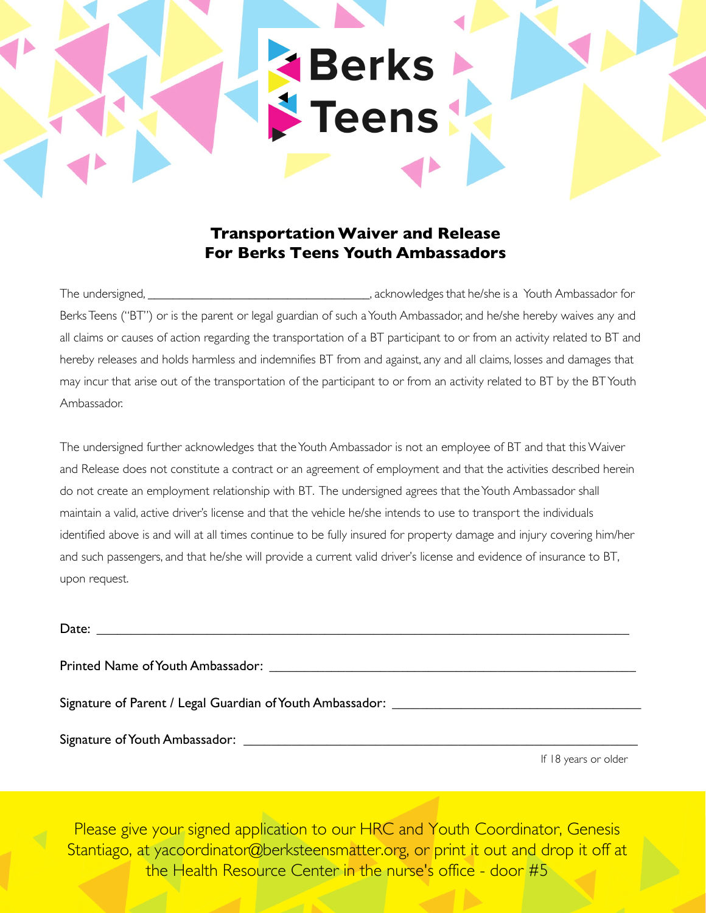Berks Teens

## Transportation Waiver and Release
## For Berks Teens Youth Ambassadors

The undersigned, ___________________________________, acknowledges that he/she is a Youth Ambassador for Berks Teens ("BT") or is the parent or legal guardian of such a Youth Ambassador, and he/she hereby waives any and all claims or causes of action regarding the transportation of a BT participant to or from an activity related to BT and hereby releases and holds harmless and indemnifies BT from and against, any and all claims, losses and damages that may incur that arise out of the transportation of the participant to or from an activity related to BT by the BT Youth Ambassador.

The undersigned further acknowledges that the Youth Ambassador is not an employee of BT and that this Waiver and Release does not constitute a contract or an agreement of employment and that the activities described herein do not create an employment relationship with BT. The undersigned agrees that the Youth Ambassador shall maintain a valid, active driver's license and that the vehicle he/she intends to use to transport the individuals identified above is and will at all times continue to be fully insured for property damage and injury covering him/her and such passengers, and that he/she will provide a current valid driver's license and evidence of insurance to BT, upon request.

Date: ___________________________________________________________________________

Printed Name of Youth Ambassador: ______________________________________________________

Signature of Parent / Legal Guardian of Youth Ambassador: ____________________________________

Signature of Youth Ambassador: _________________________________________________________

If 18 years or older

Please give your signed application to our HRC and Youth Coordinator, Genesis Stantiago, at yacoordinator@berksteensmatter.org, or print it out and drop it off at the Health Resource Center in the nurse's office - door #5